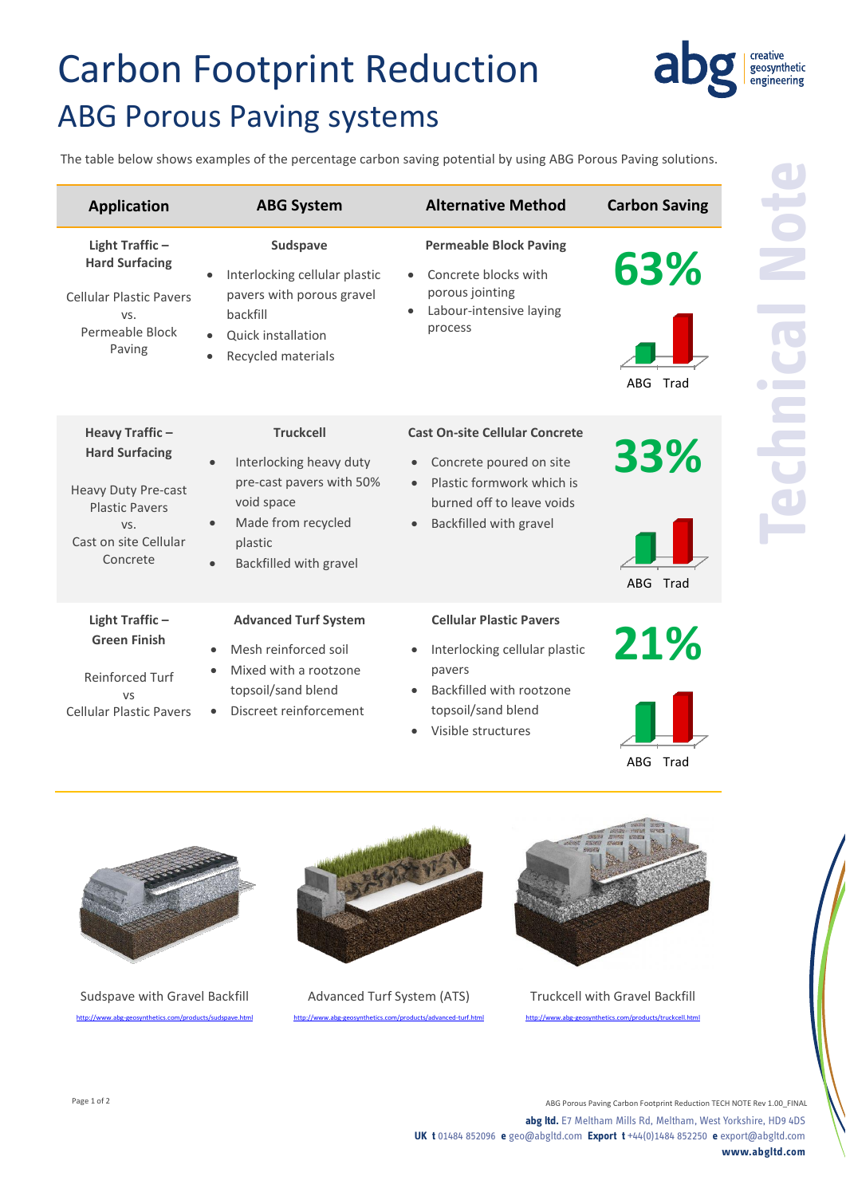# Carbon Footprint Reduction

## ABG Porous Paving systems

The table below shows examples of the percentage carbon saving potential by using ABG Porous Paving solutions.

| Application | ABG System | Alternative Method | Carbon Saving |
|---|---|---|---|
| **Light Traffic – Hard Surfacing**<br><br>Cellular Plastic Pavers vs. Permeable Block Paving | **Sudspave**<br>• Interlocking cellular plastic pavers with porous gravel backfill<br>• Quick installation<br>• Recycled materials | **Permeable Block Paving**<br>• Concrete blocks with porous jointing<br>• Labour-intensive laying process | **63%**<br>ABG Trad |
| **Heavy Traffic – Hard Surfacing**<br><br>Heavy Duty Pre-cast Plastic Pavers vs. Cast on site Cellular Concrete | **Truckcell**<br>• Interlocking heavy duty pre-cast pavers with 50% void space<br>• Made from recycled plastic<br>• Backfilled with gravel | **Cast On-site Cellular Concrete**<br>• Concrete poured on site<br>• Plastic formwork which is burned off to leave voids<br>• Backfilled with gravel | **33%**<br>ABG Trad |
| **Light Traffic – Green Finish**<br><br>Reinforced Turf vs Cellular Plastic Pavers | **Advanced Turf System**<br>• Mesh reinforced soil<br>• Mixed with a rootzone topsoil/sand blend<br>• Discreet reinforcement | **Cellular Plastic Pavers**<br>• Interlocking cellular plastic pavers<br>• Backfilled with rootzone topsoil/sand blend<br>• Visible structures | **21%**<br>ABG Trad |

Sudspave with Gravel Backfill
http://www.abg-geosynthetics.com/products/sudspave.html

Advanced Turf System (ATS)
http://www.abg-geosynthetics.com/products/advanced-turf.html

Truckcell with Gravel Backfill
http://www.abg-geosynthetics.com/products/truckcell.html

ABG Porous Paving Carbon Footprint Reduction TECH NOTE Rev 1.00_FINAL

**abg ltd.** E7 Meltham Mills Rd, Meltham, West Yorkshire, HD9 4DS
**UK t** 01484 852096 **e** geo@abgltd.com **Export t** +44(0)1484 852250 **e** export@abgltd.com
**www.abgltd.com**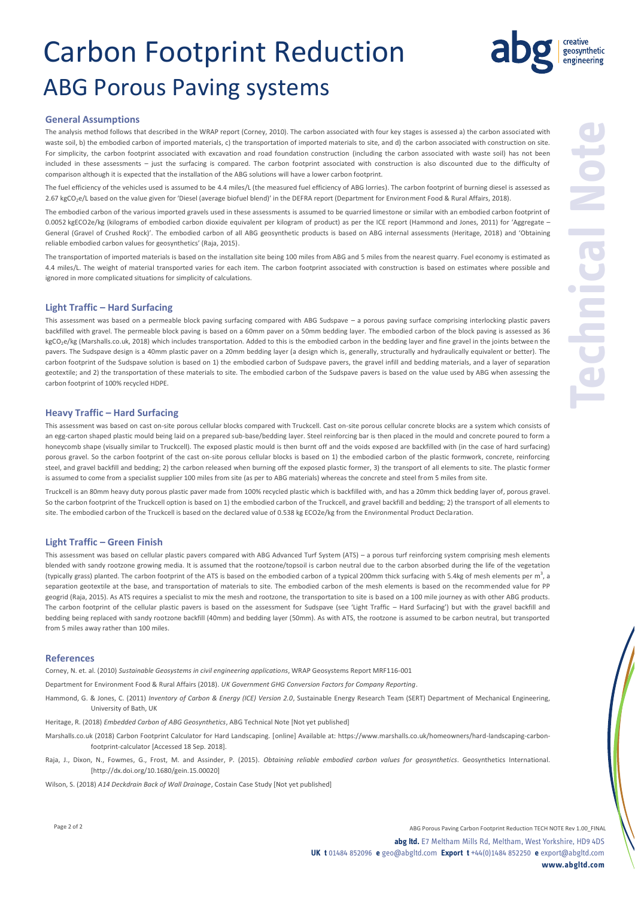# Carbon Footprint Reduction

## ABG Porous Paving systems

### General Assumptions

The analysis method follows that described in the WRAP report (Corney, 2010). The carbon associated with four key stages is assessed a) the carbon associated with waste soil, b) the embodied carbon of imported materials, c) the transportation of imported materials to site, and d) the carbon associated with construction on site. For simplicity, the carbon footprint associated with excavation and road foundation construction (including the carbon associated with waste soil) has not been included in these assessments – just the surfacing is compared. The carbon footprint associated with construction is also discounted due to the difficulty of comparison although it is expected that the installation of the ABG solutions will have a lower carbon footprint.

The fuel efficiency of the vehicles used is assumed to be 4.4 miles/L (the measured fuel efficiency of ABG lorries). The carbon footprint of burning diesel is assessed as 2.67 kg$CO_2$e/L based on the value given for 'Diesel (average biofuel blend)' in the DEFRA report (Department for Environment Food & Rural Affairs, 2018).

The embodied carbon of the various imported gravels used in these assessments is assumed to be quarried limestone or similar with an embodied carbon footprint of 0.0052 kgECO2e/kg (kilograms of embodied carbon dioxide equivalent per kilogram of product) as per the ICE report (Hammond and Jones, 2011) for 'Aggregate – General (Gravel of Crushed Rock)'. The embodied carbon of all ABG geosynthetic products is based on ABG internal assessments (Heritage, 2018) and 'Obtaining reliable embodied carbon values for geosynthetics' (Raja, 2015).

The transportation of imported materials is based on the installation site being 100 miles from ABG and 5 miles from the nearest quarry. Fuel economy is estimated as 4.4 miles/L. The weight of material transported varies for each item. The carbon footprint associated with construction is based on estimates where possible and ignored in more complicated situations for simplicity of calculations.

### Light Traffic – Hard Surfacing

This assessment was based on a permeable block paving surfacing compared with ABG Sudspave – a porous paving surface comprising interlocking plastic pavers backfilled with gravel. The permeable block paving is based on a 60mm paver on a 50mm bedding layer. The embodied carbon of the block paving is assessed as 36 kg$CO_2$e/kg (Marshalls.co.uk, 2018) which includes transportation. Added to this is the embodied carbon in the bedding layer and fine gravel in the joints between the pavers. The Sudspave design is a 40mm plastic paver on a 20mm bedding layer (a design which is, generally, structurally and hydraulically equivalent or better). The carbon footprint of the Sudspave solution is based on 1) the embodied carbon of Sudspave pavers, the gravel infill and bedding materials, and a layer of separation geotextile; and 2) the transportation of these materials to site. The embodied carbon of the Sudspave pavers is based on the value used by ABG when assessing the carbon footprint of 100% recycled HDPE.

### Heavy Traffic – Hard Surfacing

This assessment was based on cast on-site porous cellular blocks compared with Truckcell. Cast on-site porous cellular concrete blocks are a system which consists of an egg-carton shaped plastic mould being laid on a prepared sub-base/bedding layer. Steel reinforcing bar is then placed in the mould and concrete poured to form a honeycomb shape (visually similar to Truckcell). The exposed plastic mould is then burnt off and the voids exposed are backfilled with (in the case of hard surfacing) porous gravel. So the carbon footprint of the cast on-site porous cellular blocks is based on 1) the embodied carbon of the plastic formwork, concrete, reinforcing steel, and gravel backfill and bedding; 2) the carbon released when burning off the exposed plastic former, 3) the transport of all elements to site. The plastic former is assumed to come from a specialist supplier 100 miles from site (as per to ABG materials) whereas the concrete and steel from 5 miles from site.

Truckcell is an 80mm heavy duty porous plastic paver made from 100% recycled plastic which is backfilled with, and has a 20mm thick bedding layer of, porous gravel. So the carbon footprint of the Truckcell option is based on 1) the embodied carbon of the Truckcell, and gravel backfill and bedding; 2) the transport of all elements to site. The embodied carbon of the Truckcell is based on the declared value of 0.538 kg ECO2e/kg from the Environmental Product Declaration.

### Light Traffic – Green Finish

This assessment was based on cellular plastic pavers compared with ABG Advanced Turf System (ATS) – a porous turf reinforcing system comprising mesh elements blended with sandy rootzone growing media. It is assumed that the rootzone/topsoil is carbon neutral due to the carbon absorbed during the life of the vegetation (typically grass) planted. The carbon footprint of the ATS is based on the embodied carbon of a typical 200mm thick surfacing with 5.4kg of mesh elements per $m^3$, a separation geotextile at the base, and transportation of materials to site. The embodied carbon of the mesh elements is based on the recommended value for PP geogrid (Raja, 2015). As ATS requires a specialist to mix the mesh and rootzone, the transportation to site is based on a 100 mile journey as with other ABG products. The carbon footprint of the cellular plastic pavers is based on the assessment for Sudspave (see 'Light Traffic – Hard Surfacing') but with the gravel backfill and bedding being replaced with sandy rootzone backfill (40mm) and bedding layer (50mm). As with ATS, the rootzone is assumed to be carbon neutral, but transported from 5 miles away rather than 100 miles.

### References

Corney, N. et. al. (2010) *Sustainable Geosystems in civil engineering applications*, WRAP Geosystems Report MRF116-001

Department for Environment Food & Rural Affairs (2018). *UK Government GHG Conversion Factors for Company Reporting*.

Hammond, G. & Jones, C. (2011) *Inventory of Carbon & Energy (ICE) Version 2.0*, Sustainable Energy Research Team (SERT) Department of Mechanical Engineering, University of Bath, UK

Heritage, R. (2018) *Embedded Carbon of ABG Geosynthetics*, ABG Technical Note [Not yet published]

Marshalls.co.uk (2018) Carbon Footprint Calculator for Hard Landscaping. [online] Available at: https://www.marshalls.co.uk/homeowners/hard-landscaping-carbon-footprint-calculator [Accessed 18 Sep. 2018].

Raja, J., Dixon, N., Fowmes, G., Frost, M. and Assinder, P. (2015). *Obtaining reliable embodied carbon values for geosynthetics*. Geosynthetics International. [http://dx.doi.org/10.1680/gein.15.00020]

Wilson, S. (2018) *A14 Deckdrain Back of Wall Drainage*, Costain Case Study [Not yet published]

ABG Porous Paving Carbon Footprint Reduction TECH NOTE Rev 1.00_FINAL

**abg ltd.** E7 Meltham Mills Rd, Meltham, West Yorkshire, HD9 4DS
**UK t** 01484 852096 **e** geo@abgltd.com **Export t** +44(0)1484 852250 **e** export@abgltd.com
**www.abgltd.com**